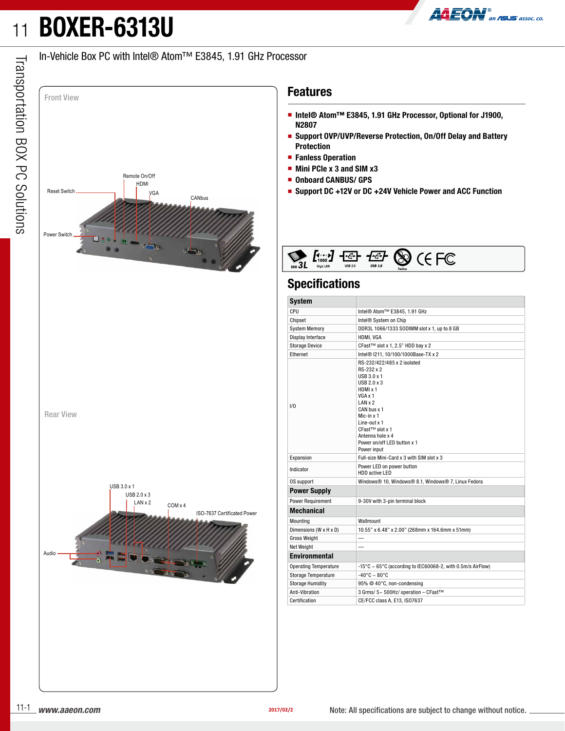# BOXER-6313U

In-Vehicle Box PC with Intel® Atom™ E3845, 1.91 GHz Processor

Front View

Remote On/Off, HDMI, VGA, CANbus, Reset Switch, Power Switch

Rear View

USB 3.0 x 1, USB 2.0 x 3, LAN x 2, COM x 4, ISO-7637 Certificated Power, Audio

## Features

- **Intel® Atom™ E3845, 1.91 GHz Processor, Optional for J1900, N2807**
- **Support OVP/UVP/Reverse Protection, On/Off Delay and Battery Protection**
- **Fanless Operation**
- **Mini PCIe x 3 and SIM x3**
- **Onboard CANBUS/ GPS**
- **Support DC +12V or DC +24V Vehicle Power and ACC Function**

## Specifications

| **System** | |
|---|---|
| CPU | Intel® Atom™ E3845, 1.91 GHz |
| Chipset | Intel® System on Chip |
| System Memory | DDR3L 1066/1333 SODIMM slot x 1, up to 8 GB |
| Display Interface | HDMI, VGA |
| Storage Device | CFast™ slot x 1, 2.5" HDD bay x 2 |
| Ethernet | Intel® I211, 10/100/1000Base-TX x 2 |
| I/O | RS-232/422/485 x 2 isolated<br>RS-232 x 2<br>USB 3.0 x 1<br>USB 2.0 x 3<br>HDMI x 1<br>VGA x 1<br>LAN x 2<br>CAN bus x 1<br>Mic-in x 1<br>Line-out x 1<br>CFast™ slot x 1<br>Antenna hole x 4<br>Power on/off LED button x 1<br>Power input |
| Expansion | Full-size Mini-Card x 3 with SIM slot x 3 |
| Indicator | Power LED on power button<br>HDD active LED |
| OS support | Windows® 10, Windows® 8.1, Windows® 7, Linux Fedora |
| **Power Supply** | |
| Power Requirement | 9-30V with 3-pin terminal block |
| **Mechanical** | |
| Mounting | Wallmount |
| Dimensions (W x H x D) | 10.55" x 6.48" x 2.00" (268mm x 164.6mm x 51mm) |
| Gross Weight | — |
| Net Weight | — |
| **Environmental** | |
| Operating Temperature | -15°C ~ 65°C (according to IEC60068-2, with 0.5m/s AirFlow) |
| Storage Temperature | -40°C ~ 80°C |
| Storage Humidity | 95% @ 40°C, non-condensing |
| Anti-Vibration | 3 Grms/ 5~ 500Hz/ operation – CFast™ |
| Certification | CE/FCC class A, E13, ISO7637 |

2017/02/2

Note: All specifications are subject to change without notice.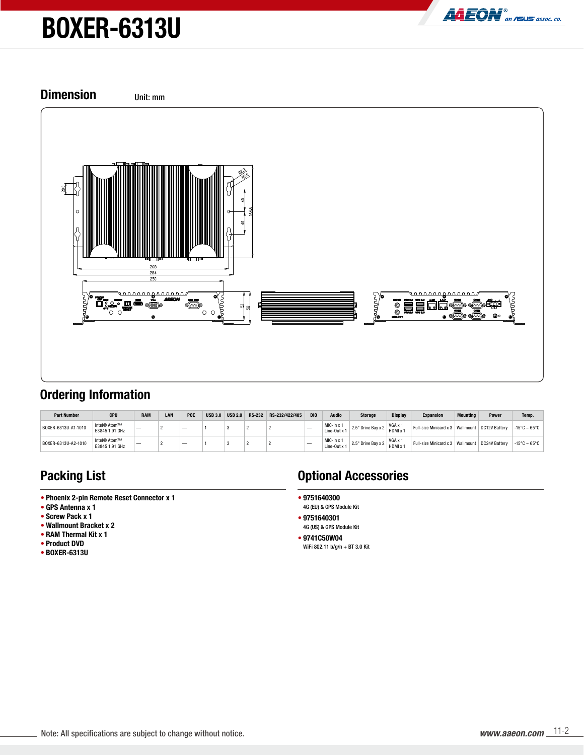# BOXER-6313U

## Dimension

Unit: mm

20.0
R2.3
R5.0
40
40
164.6
268
284
250
51
58

## Ordering Information

| Part Number | CPU | RAM | LAN | POE | USB 3.0 | USB 2.0 | RS-232 | RS-232/422/485 | DIO | Audio | Storage | Display | Expansion | Mounting | Power | Temp. |
|---|---|---|---|---|---|---|---|---|---|---|---|---|---|---|---|---|
| BOXER-6313U-A1-1010 | Intel® Atom™ E3845 1.91 GHz | — | 2 | — | 1 | 3 | 2 | 2 | — | MIC-in x 1 Line-Out x 1 | 2.5" Drive Bay x 2 | VGA x 1 HDMI x 1 | Full-size Minicard x 3 | Wallmount | DC12V Battery | -15°C ~ 65°C |
| BOXER-6313U-A2-1010 | Intel® Atom™ E3845 1.91 GHz | — | 2 | — | 1 | 3 | 2 | 2 | — | MIC-in x 1 Line-Out x 1 | 2.5" Drive Bay x 2 | VGA x 1 HDMI x 1 | Full-size Minicard x 3 | Wallmount | DC24V Battery | -15°C ~ 65°C |

## Packing List

- **Phoenix 2-pin Remote Reset Connector x 1**
- **GPS Antenna x 1**
- **Screw Pack x 1**
- **Wallmount Bracket x 2**
- **RAM Thermal Kit x 1**
- **Product DVD**
- **BOXER-6313U**

## Optional Accessories

- **9751640300**
  4G (EU) & GPS Module Kit
- **9751640301**
  4G (US) & GPS Module Kit
- **9741C50W04**
  WiFi 802.11 b/g/n + BT 3.0 Kit

Note: All specifications are subject to change without notice.

www.aaeon.com